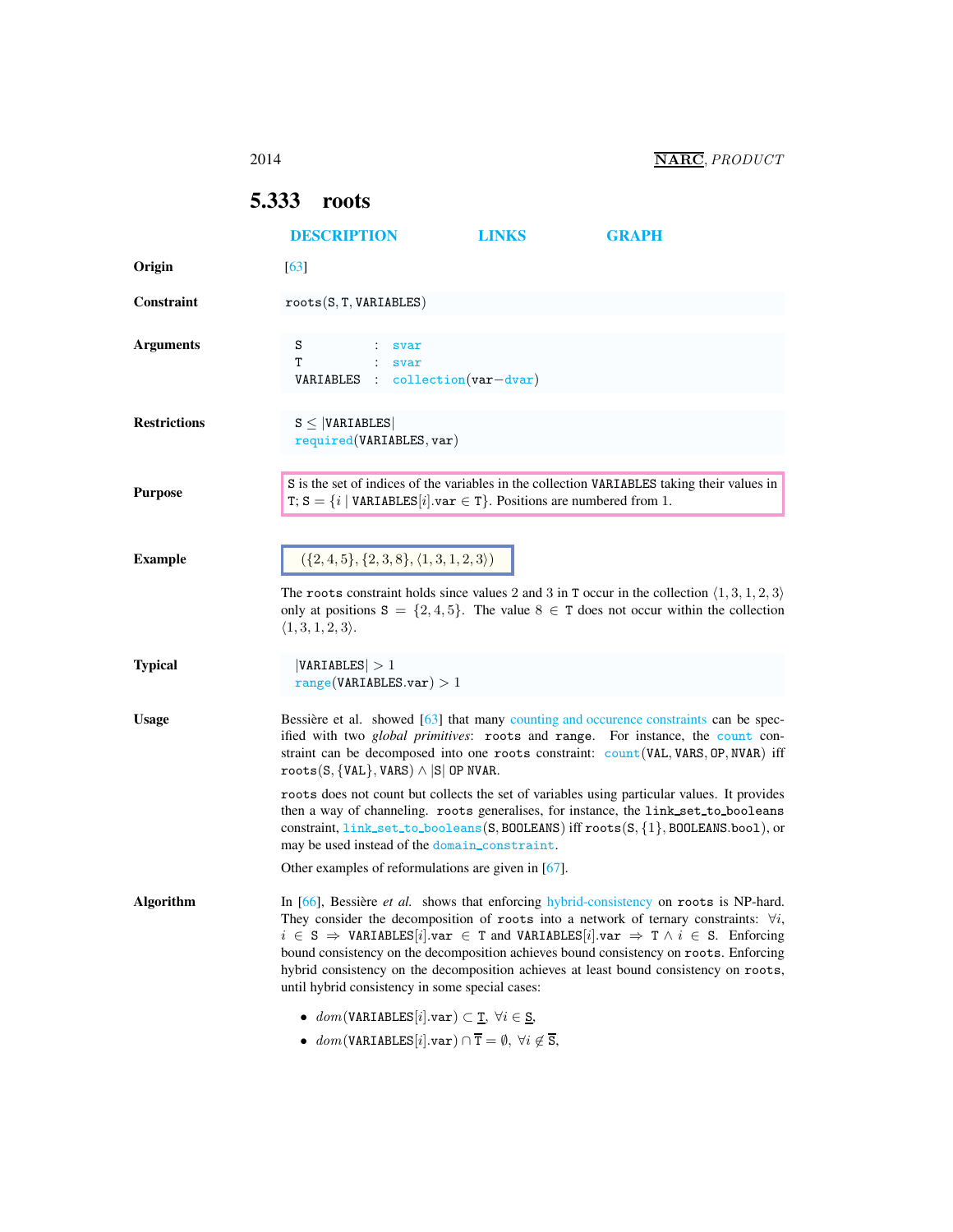## 5.333 roots

DESCRIPTION LINKS GRAPH

**Origin**

[63]

**Constraint**

roots(S, T, VARIABLES)

**Arguments**

| | | |
|---|---|---|
| S | : | svar |
| T | : | svar |
| VARIABLES | : | collection(var−dvar) |

**Restrictions**

$\texttt{S} \leq |\texttt{VARIABLES}|$
required(VARIABLES, var)

**Purpose**

S is the set of indices of the variables in the collection VARIABLES taking their values in T; $\texttt{S} = \{i \mid \texttt{VARIABLES}[i].\texttt{var} \in \texttt{T}\}$. Positions are numbered from 1.

**Example**

$(\{2, 4, 5\}, \{2, 3, 8\}, \langle 1, 3, 1, 2, 3\rangle)$

The roots constraint holds since values 2 and 3 in T occur in the collection $\langle 1, 3, 1, 2, 3\rangle$ only at positions $\texttt{S} = \{2, 4, 5\}$. The value $8 \in \texttt{T}$ does not occur within the collection $\langle 1, 3, 1, 2, 3\rangle$.

**Typical**

$|\texttt{VARIABLES}| > 1$
range(VARIABLES.var) $> 1$

**Usage**

Bessière et al. showed [63] that many counting and occurence constraints can be specified with two *global primitives*: roots and range. For instance, the count constraint can be decomposed into one roots constraint: count(VAL, VARS, OP, NVAR) iff roots(S, {VAL}, VARS) ∧ |S| OP NVAR.

roots does not count but collects the set of variables using particular values. It provides then a way of channeling. roots generalises, for instance, the link_set_to_booleans constraint, link_set_to_booleans(S, BOOLEANS) iff roots(S, {1}, BOOLEANS.bool), or may be used instead of the domain_constraint.

Other examples of reformulations are given in [67].

**Algorithm**

In [66], Bessière *et al.* shows that enforcing hybrid-consistency on roots is NP-hard. They consider the decomposition of roots into a network of ternary constraints: $\forall i$, $i \in \texttt{S} \Rightarrow \texttt{VARIABLES}[i].\texttt{var} \in \texttt{T}$ and $\texttt{VARIABLES}[i].\texttt{var} \Rightarrow \texttt{T} \wedge i \in \texttt{S}$. Enforcing bound consistency on the decomposition achieves bound consistency on roots. Enforcing hybrid consistency on the decomposition achieves at least bound consistency on roots, until hybrid consistency in some special cases:

- $dom(\texttt{VARIABLES}[i].\texttt{var}) \subset \underline{\texttt{T}}$, $\forall i \in \underline{\texttt{S}}$,
- $dom(\texttt{VARIABLES}[i].\texttt{var}) \cap \overline{\texttt{T}} = \emptyset$, $\forall i \notin \overline{\texttt{S}}$,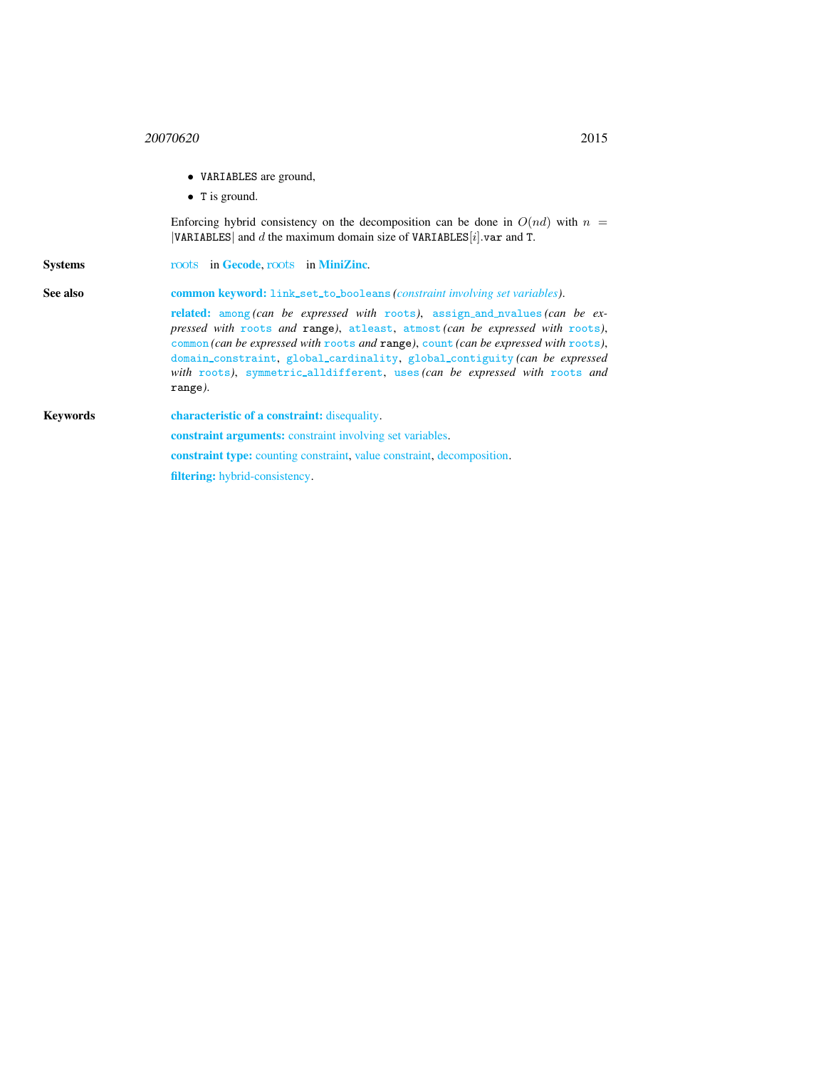- VARIABLES are ground,
- T is ground.

Enforcing hybrid consistency on the decomposition can be done in $O(nd)$ with $n = |\texttt{VARIABLES}|$ and $d$ the maximum domain size of VARIABLES$[i]$.var and T.

**Systems** roots in **Gecode**, roots in **MiniZinc**.

**See also**

**common keyword:** link_set_to_booleans *(constraint involving set variables)*.

**related:** among *(can be expressed with* roots*)*, assign_and_nvalues *(can be expressed with* roots *and* range*)*, atleast, atmost *(can be expressed with* roots*)*, common *(can be expressed with* roots *and* range*)*, count *(can be expressed with* roots*)*, domain_constraint, global_cardinality, global_contiguity *(can be expressed with* roots*)*, symmetric_alldifferent, uses *(can be expressed with* roots *and* range*)*.

**Keywords**

**characteristic of a constraint:** disequality.

**constraint arguments:** constraint involving set variables.

**constraint type:** counting constraint, value constraint, decomposition.

**filtering:** hybrid-consistency.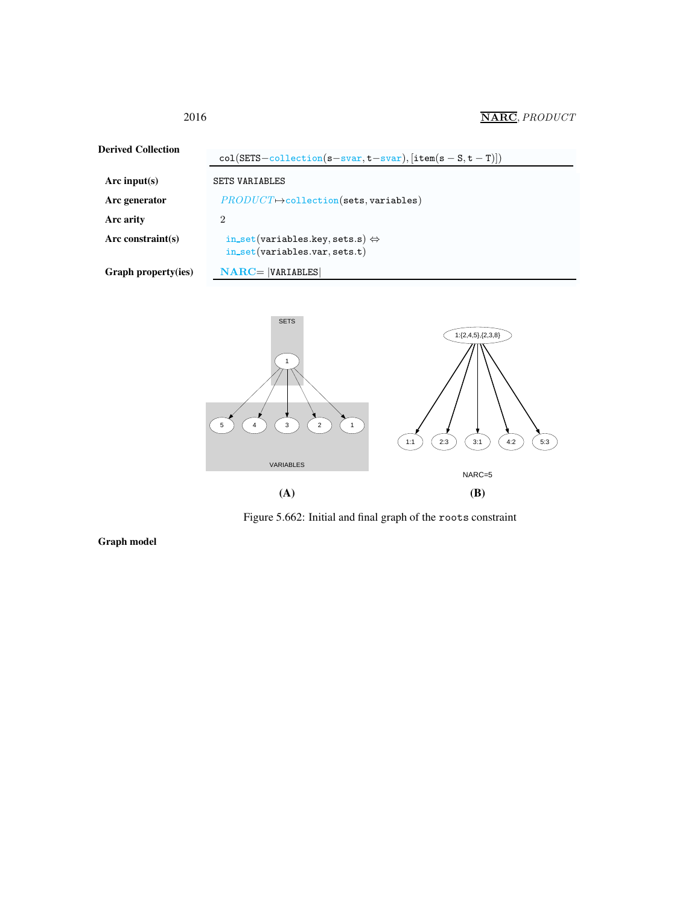**Derived Collection** col(SETS−collection(s−svar, t−svar), [item(s − S, t − T)])

| | |
|---|---|
| **Arc input(s)** | SETS VARIABLES |
| **Arc generator** | *PRODUCT*↦collection(sets, variables) |
| **Arc arity** | 2 |
| **Arc constraint(s)** | in_set(variables.key, sets.s) ⇔ in_set(variables.var, sets.t) |
| **Graph property(ies)** | NARC= \|VARIABLES\| |

(A) (B)

Figure 5.662: Initial and final graph of the `roots` constraint

**Graph model**